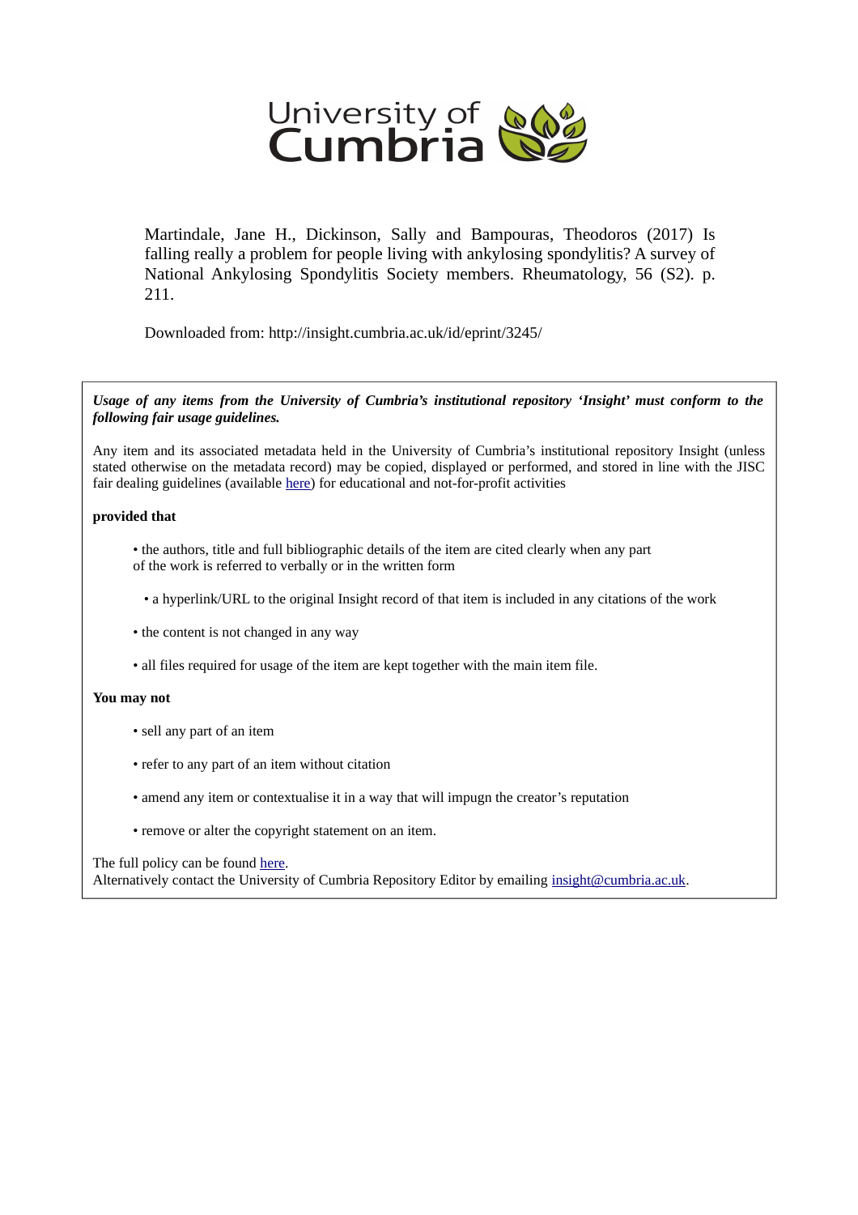University of Cumbria

Martindale, Jane H., Dickinson, Sally and Bampouras, Theodoros (2017) Is falling really a problem for people living with ankylosing spondylitis? A survey of National Ankylosing Spondylitis Society members. Rheumatology, 56 (S2). p. 211.

Downloaded from: http://insight.cumbria.ac.uk/id/eprint/3245/

***Usage of any items from the University of Cumbria's institutional repository 'Insight' must conform to the following fair usage guidelines.***

Any item and its associated metadata held in the University of Cumbria's institutional repository Insight (unless stated otherwise on the metadata record) may be copied, displayed or performed, and stored in line with the JISC fair dealing guidelines (available here) for educational and not-for-profit activities

**provided that**

- the authors, title and full bibliographic details of the item are cited clearly when any part of the work is referred to verbally or in the written form
- a hyperlink/URL to the original Insight record of that item is included in any citations of the work
- the content is not changed in any way
- all files required for usage of the item are kept together with the main item file.

**You may not**

- sell any part of an item
- refer to any part of an item without citation
- amend any item or contextualise it in a way that will impugn the creator's reputation
- remove or alter the copyright statement on an item.

The full policy can be found here.
Alternatively contact the University of Cumbria Repository Editor by emailing insight@cumbria.ac.uk.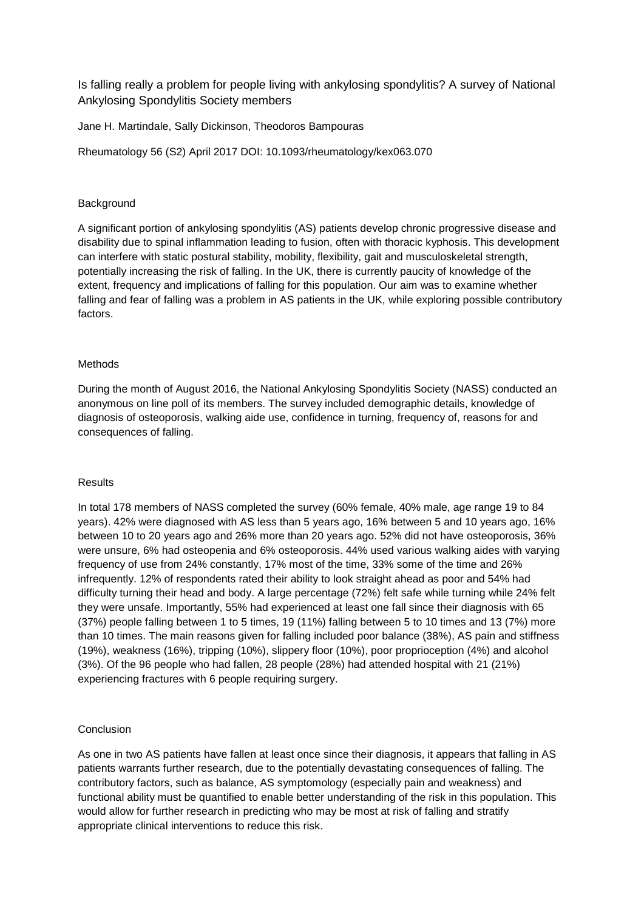# Is falling really a problem for people living with ankylosing spondylitis? A survey of National Ankylosing Spondylitis Society members

Jane H. Martindale, Sally Dickinson, Theodoros Bampouras

Rheumatology 56 (S2) April 2017 DOI: 10.1093/rheumatology/kex063.070

## Background

A significant portion of ankylosing spondylitis (AS) patients develop chronic progressive disease and disability due to spinal inflammation leading to fusion, often with thoracic kyphosis. This development can interfere with static postural stability, mobility, flexibility, gait and musculoskeletal strength, potentially increasing the risk of falling. In the UK, there is currently paucity of knowledge of the extent, frequency and implications of falling for this population. Our aim was to examine whether falling and fear of falling was a problem in AS patients in the UK, while exploring possible contributory factors.

## Methods

During the month of August 2016, the National Ankylosing Spondylitis Society (NASS) conducted an anonymous on line poll of its members. The survey included demographic details, knowledge of diagnosis of osteoporosis, walking aide use, confidence in turning, frequency of, reasons for and consequences of falling.

## Results

In total 178 members of NASS completed the survey (60% female, 40% male, age range 19 to 84 years). 42% were diagnosed with AS less than 5 years ago, 16% between 5 and 10 years ago, 16% between 10 to 20 years ago and 26% more than 20 years ago. 52% did not have osteoporosis, 36% were unsure, 6% had osteopenia and 6% osteoporosis. 44% used various walking aides with varying frequency of use from 24% constantly, 17% most of the time, 33% some of the time and 26% infrequently. 12% of respondents rated their ability to look straight ahead as poor and 54% had difficulty turning their head and body. A large percentage (72%) felt safe while turning while 24% felt they were unsafe. Importantly, 55% had experienced at least one fall since their diagnosis with 65 (37%) people falling between 1 to 5 times, 19 (11%) falling between 5 to 10 times and 13 (7%) more than 10 times. The main reasons given for falling included poor balance (38%), AS pain and stiffness (19%), weakness (16%), tripping (10%), slippery floor (10%), poor proprioception (4%) and alcohol (3%). Of the 96 people who had fallen, 28 people (28%) had attended hospital with 21 (21%) experiencing fractures with 6 people requiring surgery.

## Conclusion

As one in two AS patients have fallen at least once since their diagnosis, it appears that falling in AS patients warrants further research, due to the potentially devastating consequences of falling. The contributory factors, such as balance, AS symptomology (especially pain and weakness) and functional ability must be quantified to enable better understanding of the risk in this population. This would allow for further research in predicting who may be most at risk of falling and stratify appropriate clinical interventions to reduce this risk.